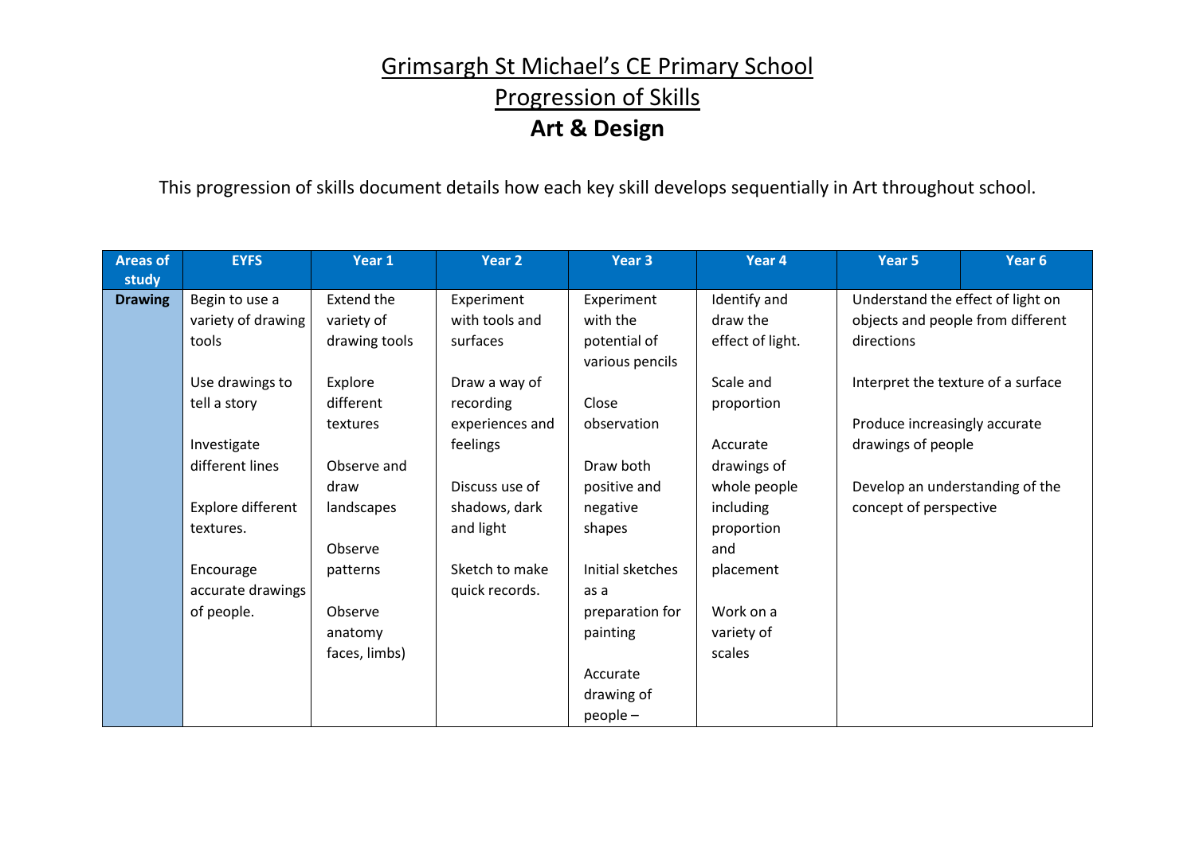# Grimsargh St Michael's CE Primary School

## Progression of Skills

## Art & Design

This progression of skills document details how each key skill develops sequentially in Art throughout school.

| Areas of study | EYFS | Year 1 | Year 2 | Year 3 | Year 4 | Year 5 | Year 6 |
|---|---|---|---|---|---|---|---|
| **Drawing** | Begin to use a variety of drawing tools<br><br>Use drawings to tell a story<br><br>Investigate different lines<br><br>Explore different textures.<br><br>Encourage accurate drawings of people. | Extend the variety of drawing tools<br><br>Explore different textures<br><br>Observe and draw landscapes<br><br>Observe patterns<br><br>Observe anatomy faces, limbs) | Experiment with tools and surfaces<br><br>Draw a way of recording experiences and feelings<br><br>Discuss use of shadows, dark and light<br><br>Sketch to make quick records. | Experiment with the potential of various pencils<br><br>Close observation<br><br>Draw both positive and negative shapes<br><br>Initial sketches as a preparation for painting<br><br>Accurate drawing of people – | Identify and draw the effect of light.<br><br>Scale and proportion<br><br>Accurate drawings of whole people including proportion and placement<br><br>Work on a variety of scales | Understand the effect of light on objects and people from different directions<br><br>Interpret the texture of a surface<br><br>Produce increasingly accurate drawings of people<br><br>Develop an understanding of the concept of perspective | |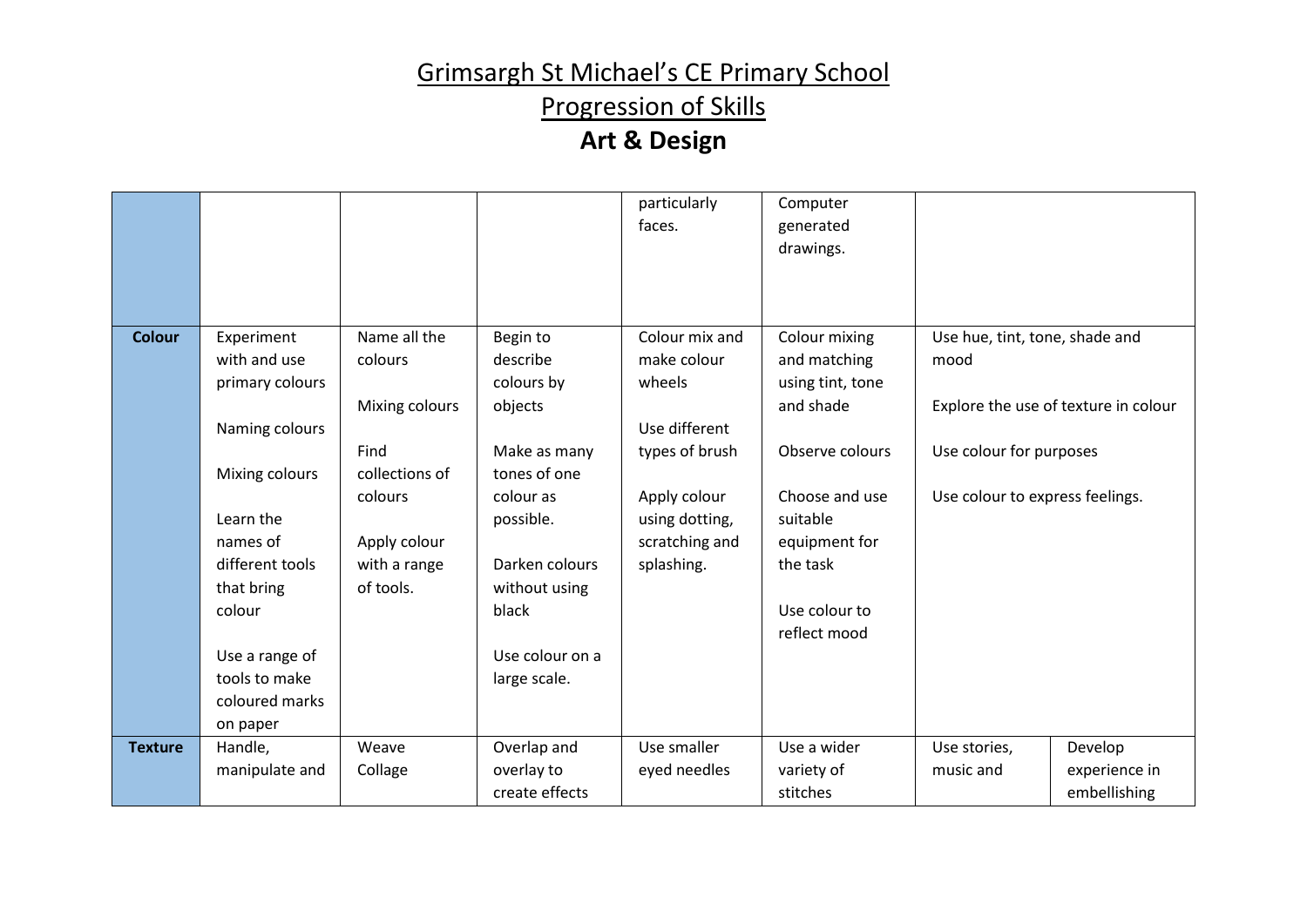# Grimsargh St Michael's CE Primary School

## Progression of Skills

## **Art & Design**

| | | | | | | | |
|---|---|---|---|---|---|---|---|
| | | | | particularly faces. | Computer generated drawings. | | |
| **Colour** | Experiment with and use primary colours<br><br>Naming colours<br><br>Mixing colours<br><br>Learn the names of different tools that bring colour<br><br>Use a range of tools to make coloured marks on paper | Name all the colours<br><br>Mixing colours<br><br>Find collections of colours<br><br>Apply colour with a range of tools. | Begin to describe colours by objects<br><br>Make as many tones of one colour as possible.<br><br>Darken colours without using black<br><br>Use colour on a large scale. | Colour mix and make colour wheels<br><br>Use different types of brush<br><br>Apply colour using dotting, scratching and splashing. | Colour mixing and matching using tint, tone and shade<br><br>Observe colours<br><br>Choose and use suitable equipment for the task<br><br>Use colour to reflect mood | Use hue, tint, tone, shade and mood<br><br>Explore the use of texture in colour<br><br>Use colour for purposes<br><br>Use colour to express feelings. | |
| **Texture** | Handle, manipulate and | Weave<br>Collage | Overlap and overlay to create effects | Use smaller eyed needles | Use a wider variety of stitches | Use stories, music and | Develop experience in embellishing |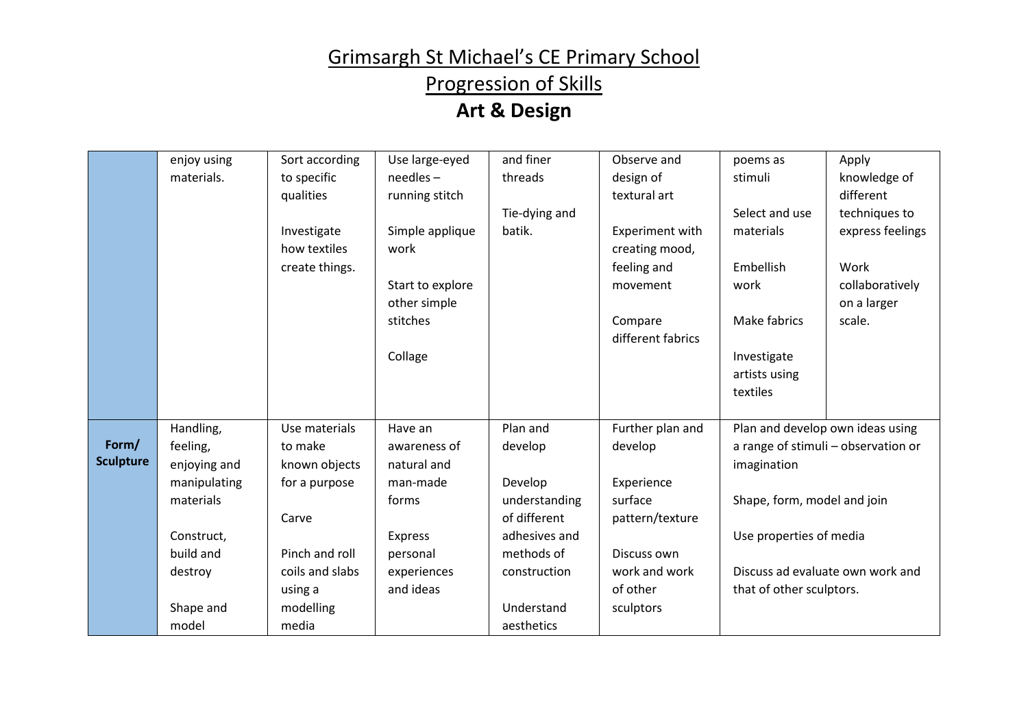# Grimsargh St Michael's CE Primary School

## Progression of Skills

## **Art & Design**

| | | | | | | | |
|---|---|---|---|---|---|---|---|
| | enjoy using materials. | Sort according to specific qualities<br><br>Investigate how textiles create things. | Use large-eyed needles – running stitch<br><br>Simple applique work<br><br>Start to explore other simple stitches<br><br>Collage | and finer threads<br><br>Tie-dying and batik. | Observe and design of textural art<br><br>Experiment with creating mood, feeling and movement<br><br>Compare different fabrics | poems as stimuli<br><br>Select and use materials<br><br>Embellish work<br><br>Make fabrics<br><br>Investigate artists using textiles | Apply knowledge of different techniques to express feelings<br><br>Work collaboratively on a larger scale. |
| **Form/ Sculpture** | Handling, feeling, enjoying and manipulating materials<br><br>Construct, build and destroy<br><br>Shape and model | Use materials to make known objects for a purpose<br><br>Carve<br><br>Pinch and roll coils and slabs using a modelling media | Have an awareness of natural and man-made forms<br><br>Express personal experiences and ideas | Plan and develop<br><br>Develop understanding of different adhesives and methods of construction<br><br>Understand aesthetics | Further plan and develop<br><br>Experience surface pattern/texture<br><br>Discuss own work and work of other sculptors | Plan and develop own ideas using a range of stimuli – observation or imagination<br><br>Shape, form, model and join<br><br>Use properties of media<br><br>Discuss ad evaluate own work and that of other sculptors. | |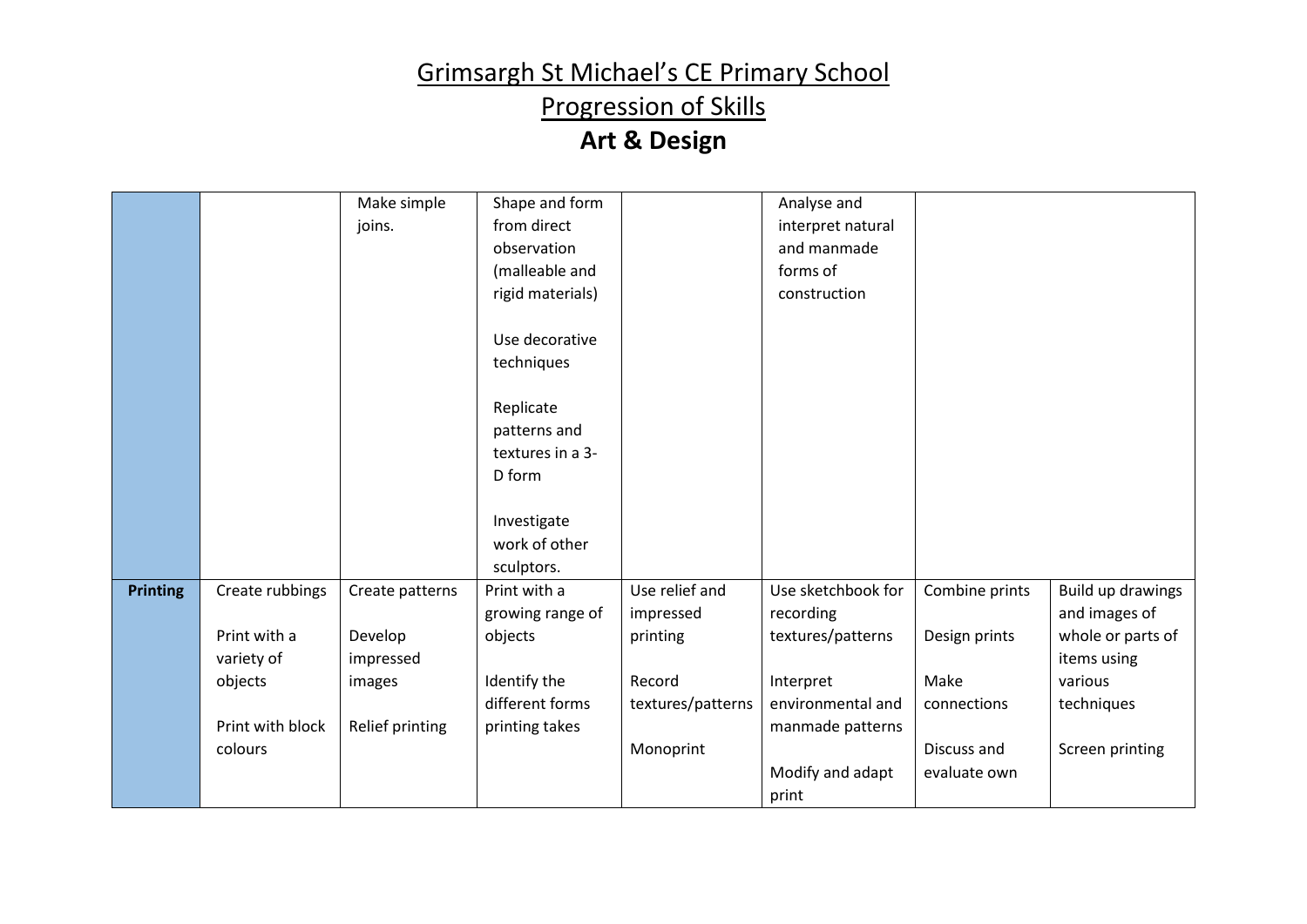# Grimsargh St Michael's CE Primary School

## Progression of Skills

## **Art & Design**

| | | | | | | | |
|---|---|---|---|---|---|---|---|
| | | Make simple joins. | Shape and form from direct observation (malleable and rigid materials)<br><br>Use decorative techniques<br><br>Replicate patterns and textures in a 3-D form<br><br>Investigate work of other sculptors. | | Analyse and interpret natural and manmade forms of construction | | |
| **Printing** | Create rubbings<br><br>Print with a variety of objects<br><br>Print with block colours | Create patterns<br><br>Develop impressed images<br><br>Relief printing | Print with a growing range of objects<br><br>Identify the different forms printing takes | Use relief and impressed printing<br><br>Record textures/patterns<br><br>Monoprint | Use sketchbook for recording textures/patterns<br><br>Interpret environmental and manmade patterns<br><br>Modify and adapt print | Combine prints<br><br>Design prints<br><br>Make connections<br><br>Discuss and evaluate own | Build up drawings and images of whole or parts of items using various techniques<br><br>Screen printing |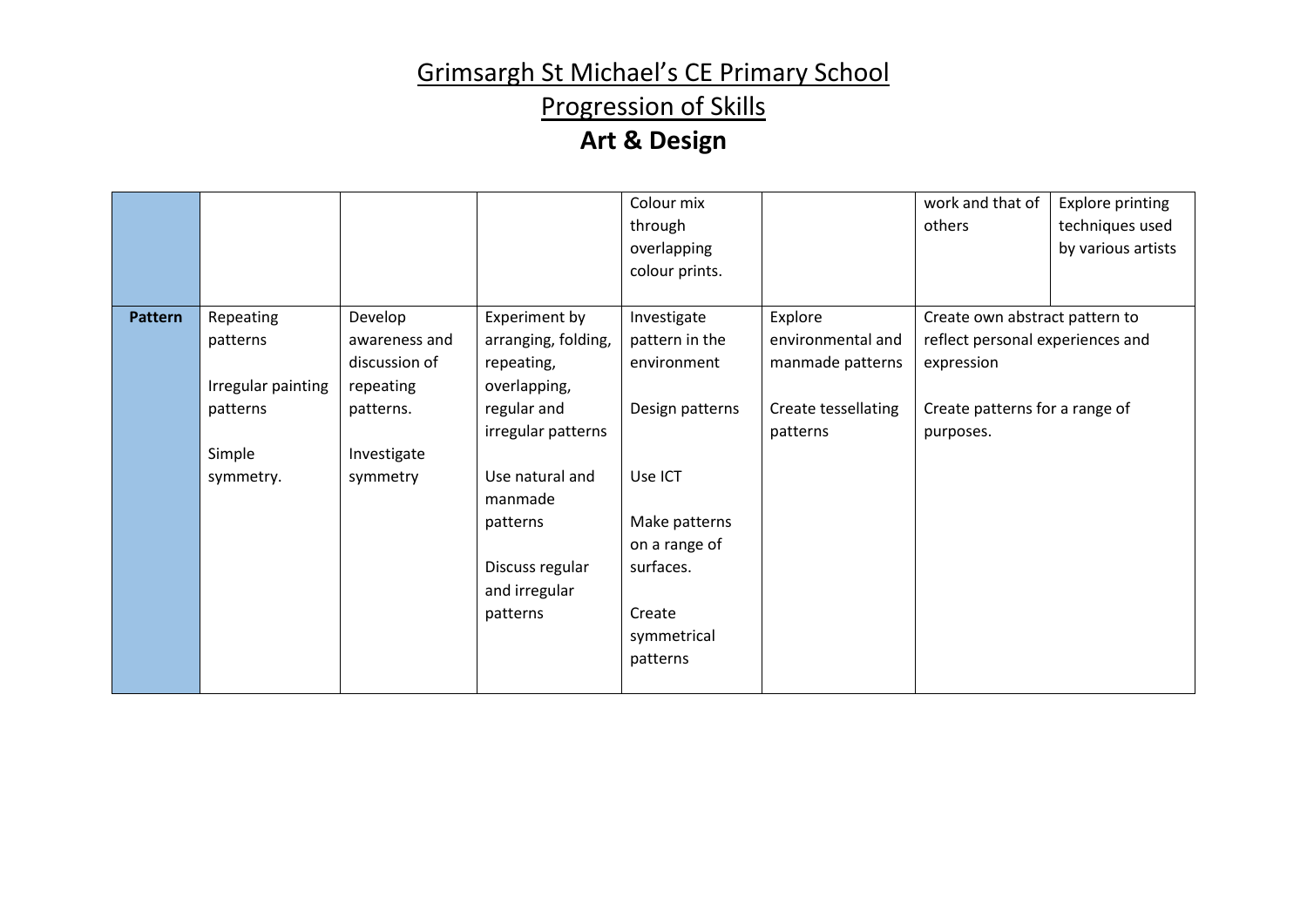# Grimsargh St Michael's CE Primary School

## Progression of Skills

## Art & Design

| | | | | | | | |
|---|---|---|---|---|---|---|---|
| | | | | Colour mix through overlapping colour prints. | | work and that of others | Explore printing techniques used by various artists |
| **Pattern** | Repeating patterns<br><br>Irregular painting patterns<br><br>Simple symmetry. | Develop awareness and discussion of repeating patterns.<br><br>Investigate symmetry | Experiment by arranging, folding, repeating, overlapping, regular and irregular patterns<br><br>Use natural and manmade patterns<br><br>Discuss regular and irregular patterns | Investigate pattern in the environment<br><br>Design patterns<br><br>Use ICT<br><br>Make patterns on a range of surfaces.<br><br>Create symmetrical patterns | Explore environmental and manmade patterns<br><br>Create tessellating patterns | Create own abstract pattern to reflect personal experiences and expression<br><br>Create patterns for a range of purposes. | |